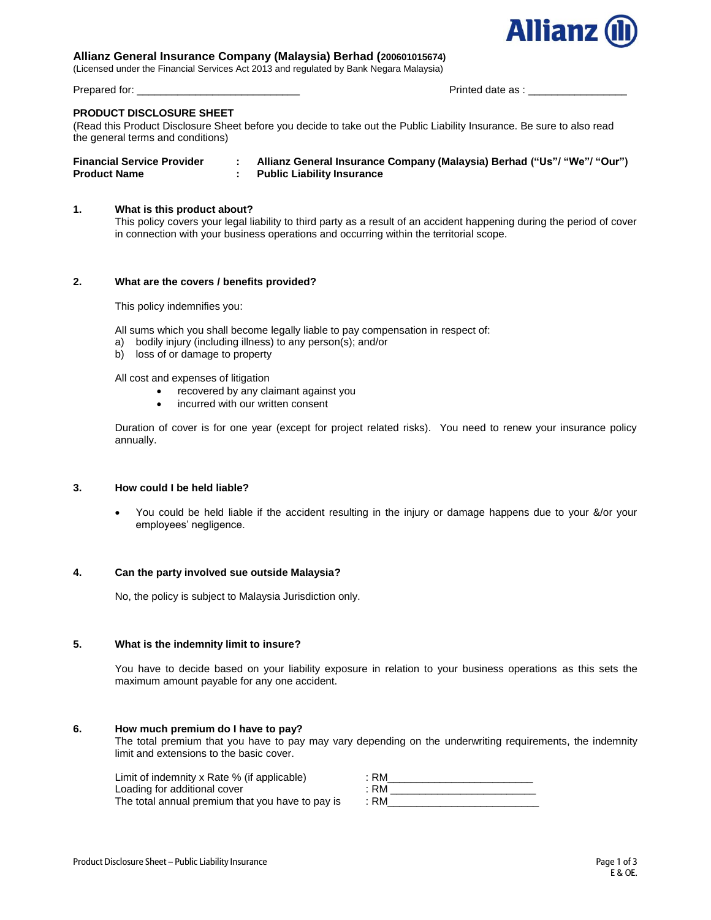**Allianz General Insurance Company (Malaysia) Berhad (200601015674)**
(Licensed under the Financial Services Act 2013 and regulated by Bank Negara Malaysia)

Prepared for: ____________________________ Printed date as : _________________

## PRODUCT DISCLOSURE SHEET

(Read this Product Disclosure Sheet before you decide to take out the Public Liability Insurance. Be sure to also read the general terms and conditions)

| | | |
|---|---|---|
| **Financial Service Provider** | : | **Allianz General Insurance Company (Malaysia) Berhad ("Us"/ "We"/ "Our")** |
| **Product Name** | : | **Public Liability Insurance** |

### 1. What is this product about?

This policy covers your legal liability to third party as a result of an accident happening during the period of cover in connection with your business operations and occurring within the territorial scope.

### 2. What are the covers / benefits provided?

This policy indemnifies you:

All sums which you shall become legally liable to pay compensation in respect of:
a) bodily injury (including illness) to any person(s); and/or
b) loss of or damage to property

All cost and expenses of litigation
- recovered by any claimant against you
- incurred with our written consent

Duration of cover is for one year (except for project related risks). You need to renew your insurance policy annually.

### 3. How could I be held liable?

- You could be held liable if the accident resulting in the injury or damage happens due to your &/or your employees' negligence.

### 4. Can the party involved sue outside Malaysia?

No, the policy is subject to Malaysia Jurisdiction only.

### 5. What is the indemnity limit to insure?

You have to decide based on your liability exposure in relation to your business operations as this sets the maximum amount payable for any one accident.

### 6. How much premium do I have to pay?

The total premium that you have to pay may vary depending on the underwriting requirements, the indemnity limit and extensions to the basic cover.

| | |
|---|---|
| Limit of indemnity x Rate % (if applicable) | : RM_________________________ |
| Loading for additional cover | : RM _________________________ |
| The total annual premium that you have to pay is | : RM___________________________ |

E & OE.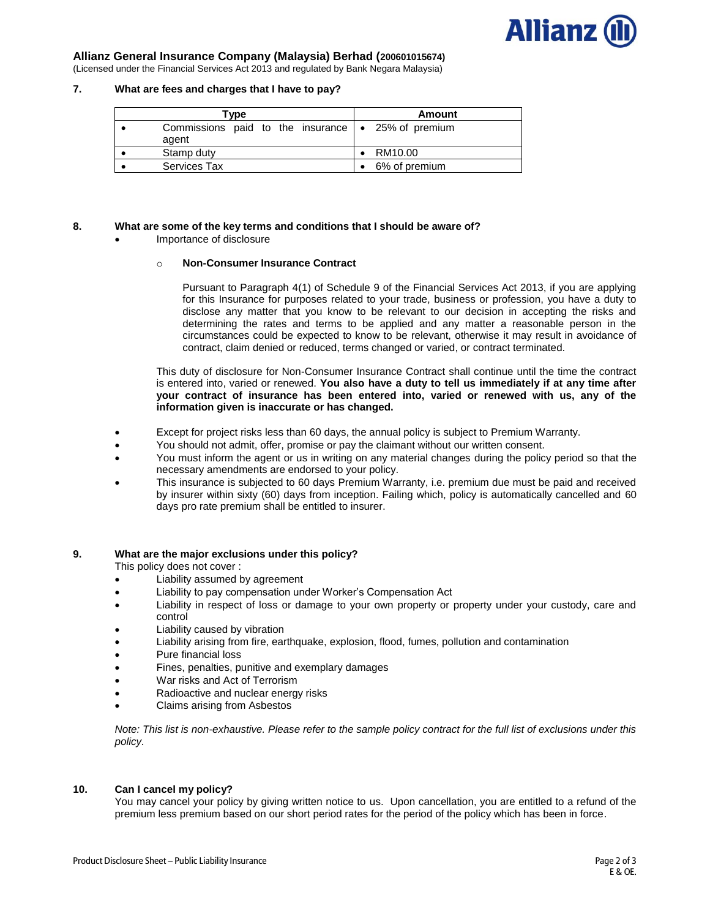**Allianz General Insurance Company (Malaysia) Berhad (200601015674)**
(Licensed under the Financial Services Act 2013 and regulated by Bank Negara Malaysia)

## 7. What are fees and charges that I have to pay?

| Type | Amount |
| --- | --- |
| • Commissions paid to the insurance agent | • 25% of premium |
| • Stamp duty | • RM10.00 |
| • Services Tax | • 6% of premium |

## 8. What are some of the key terms and conditions that I should be aware of?

- Importance of disclosure

  - **Non-Consumer Insurance Contract**

    Pursuant to Paragraph 4(1) of Schedule 9 of the Financial Services Act 2013, if you are applying for this Insurance for purposes related to your trade, business or profession, you have a duty to disclose any matter that you know to be relevant to our decision in accepting the risks and determining the rates and terms to be applied and any matter a reasonable person in the circumstances could be expected to know to be relevant, otherwise it may result in avoidance of contract, claim denied or reduced, terms changed or varied, or contract terminated.

  This duty of disclosure for Non-Consumer Insurance Contract shall continue until the time the contract is entered into, varied or renewed. **You also have a duty to tell us immediately if at any time after your contract of insurance has been entered into, varied or renewed with us, any of the information given is inaccurate or has changed.**

- Except for project risks less than 60 days, the annual policy is subject to Premium Warranty.
- You should not admit, offer, promise or pay the claimant without our written consent.
- You must inform the agent or us in writing on any material changes during the policy period so that the necessary amendments are endorsed to your policy.
- This insurance is subjected to 60 days Premium Warranty, i.e. premium due must be paid and received by insurer within sixty (60) days from inception. Failing which, policy is automatically cancelled and 60 days pro rate premium shall be entitled to insurer.

## 9. What are the major exclusions under this policy?

This policy does not cover :

- Liability assumed by agreement
- Liability to pay compensation under Worker's Compensation Act
- Liability in respect of loss or damage to your own property or property under your custody, care and control
- Liability caused by vibration
- Liability arising from fire, earthquake, explosion, flood, fumes, pollution and contamination
- Pure financial loss
- Fines, penalties, punitive and exemplary damages
- War risks and Act of Terrorism
- Radioactive and nuclear energy risks
- Claims arising from Asbestos

*Note: This list is non-exhaustive. Please refer to the sample policy contract for the full list of exclusions under this policy.*

## 10. Can I cancel my policy?

You may cancel your policy by giving written notice to us. Upon cancellation, you are entitled to a refund of the premium less premium based on our short period rates for the period of the policy which has been in force.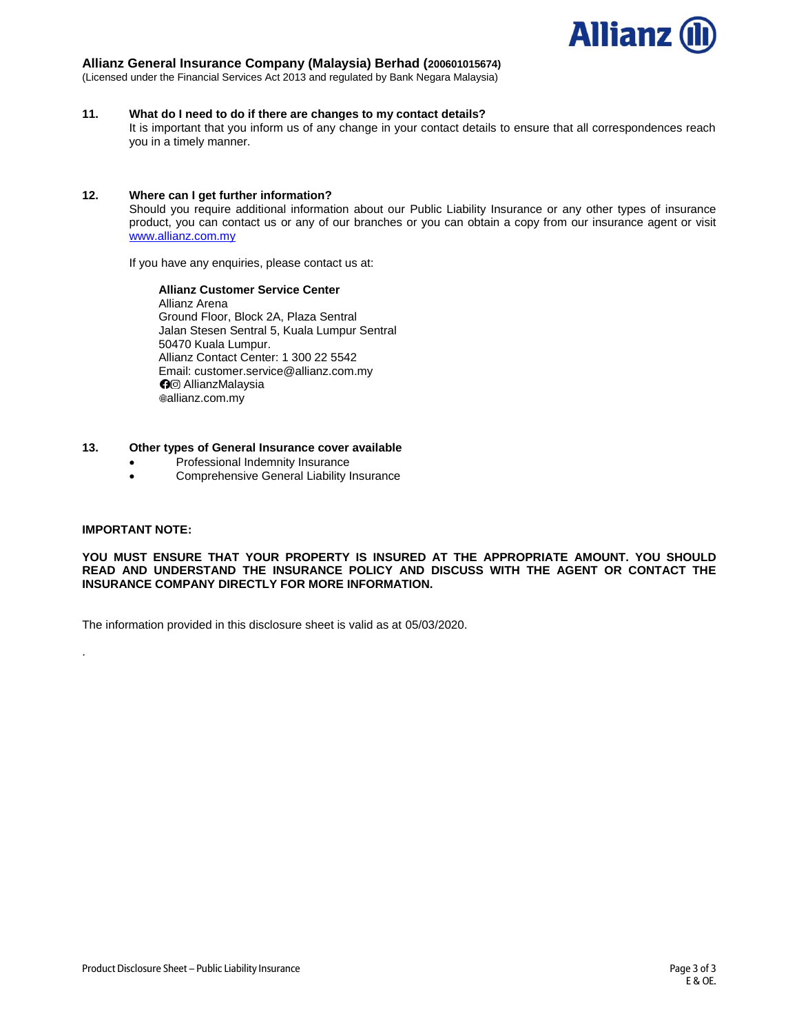**Allianz General Insurance Company (Malaysia) Berhad (200601015674)**
(Licensed under the Financial Services Act 2013 and regulated by Bank Negara Malaysia)

**11. What do I need to do if there are changes to my contact details?**

It is important that you inform us of any change in your contact details to ensure that all correspondences reach you in a timely manner.

**12. Where can I get further information?**

Should you require additional information about our Public Liability Insurance or any other types of insurance product, you can contact us or any of our branches or you can obtain a copy from our insurance agent or visit [www.allianz.com.my](www.allianz.com.my)

If you have any enquiries, please contact us at:

**Allianz Customer Service Center**
Allianz Arena
Ground Floor, Block 2A, Plaza Sentral
Jalan Stesen Sentral 5, Kuala Lumpur Sentral
50470 Kuala Lumpur.
Allianz Contact Center: 1 300 22 5542
Email: customer.service@allianz.com.my
AllianzMalaysia
allianz.com.my

**13. Other types of General Insurance cover available**

- Professional Indemnity Insurance
- Comprehensive General Liability Insurance

**IMPORTANT NOTE:**

**YOU MUST ENSURE THAT YOUR PROPERTY IS INSURED AT THE APPROPRIATE AMOUNT. YOU SHOULD READ AND UNDERSTAND THE INSURANCE POLICY AND DISCUSS WITH THE AGENT OR CONTACT THE INSURANCE COMPANY DIRECTLY FOR MORE INFORMATION.**

The information provided in this disclosure sheet is valid as at 05/03/2020.

.

E & OE.